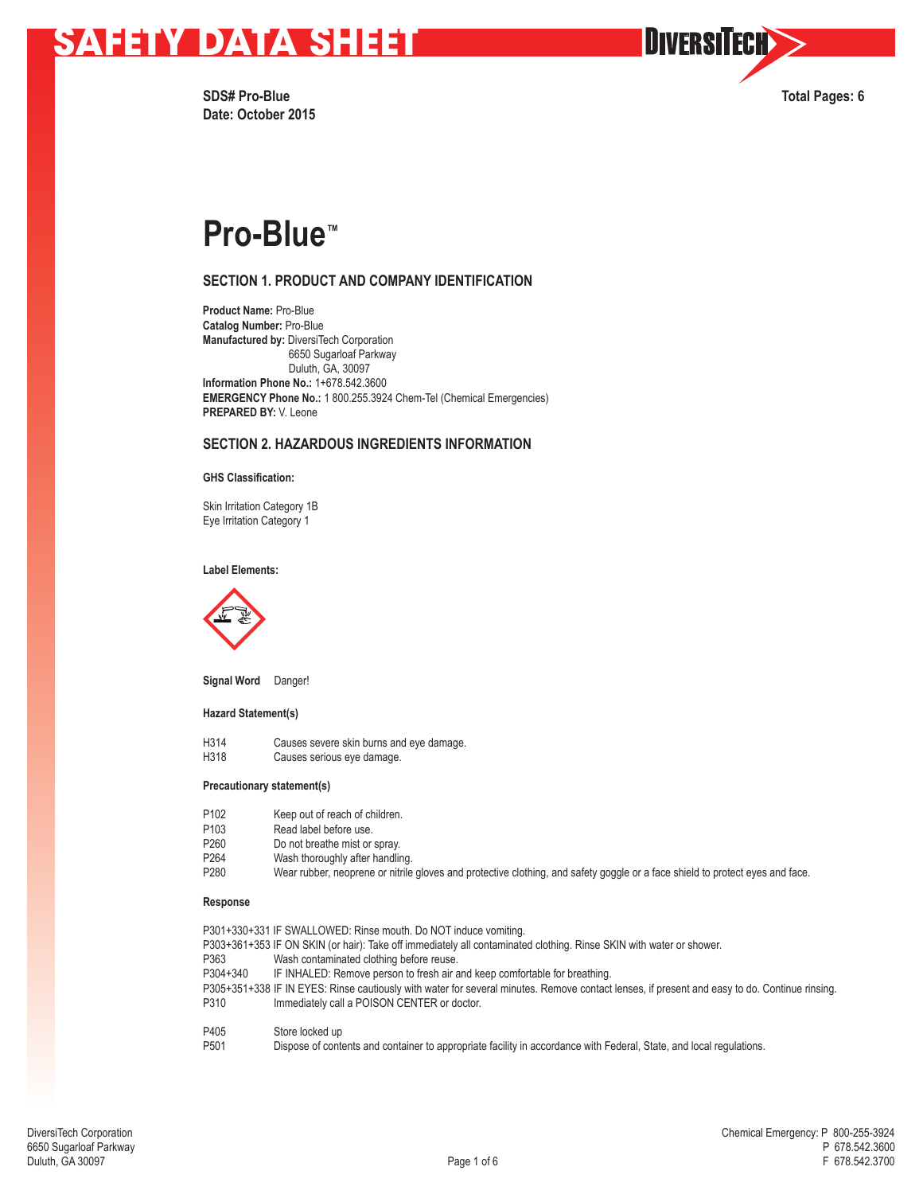# SAFETY DATA SHEET

**SDS# Pro-Blue**
**Date: October 2015**

**Total Pages: 6**

# Pro-Blue™

## SECTION 1. PRODUCT AND COMPANY IDENTIFICATION

**Product Name:** Pro-Blue
**Catalog Number:** Pro-Blue
**Manufactured by:** DiversiTech Corporation
6650 Sugarloaf Parkway
Duluth, GA, 30097
**Information Phone No.:** 1+678.542.3600
**EMERGENCY Phone No.:** 1 800.255.3924 Chem-Tel (Chemical Emergencies)
**PREPARED BY:** V. Leone

## SECTION 2. HAZARDOUS INGREDIENTS INFORMATION

**GHS Classification:**

Skin Irritation Category 1B
Eye Irritation Category 1

**Label Elements:**

**Signal Word** Danger!

**Hazard Statement(s)**

| | |
|---|---|
| H314 | Causes severe skin burns and eye damage. |
| H318 | Causes serious eye damage. |

**Precautionary statement(s)**

| | |
|---|---|
| P102 | Keep out of reach of children. |
| P103 | Read label before use. |
| P260 | Do not breathe mist or spray. |
| P264 | Wash thoroughly after handling. |
| P280 | Wear rubber, neoprene or nitrile gloves and protective clothing, and safety goggle or a face shield to protect eyes and face. |

**Response**

P301+330+331 IF SWALLOWED: Rinse mouth. Do NOT induce vomiting.
P303+361+353 IF ON SKIN (or hair): Take off immediately all contaminated clothing. Rinse SKIN with water or shower.
P363 Wash contaminated clothing before reuse.
P304+340 IF INHALED: Remove person to fresh air and keep comfortable for breathing.
P305+351+338 IF IN EYES: Rinse cautiously with water for several minutes. Remove contact lenses, if present and easy to do. Continue rinsing.
P310 Immediately call a POISON CENTER or doctor.

P405 Store locked up
P501 Dispose of contents and container to appropriate facility in accordance with Federal, State, and local regulations.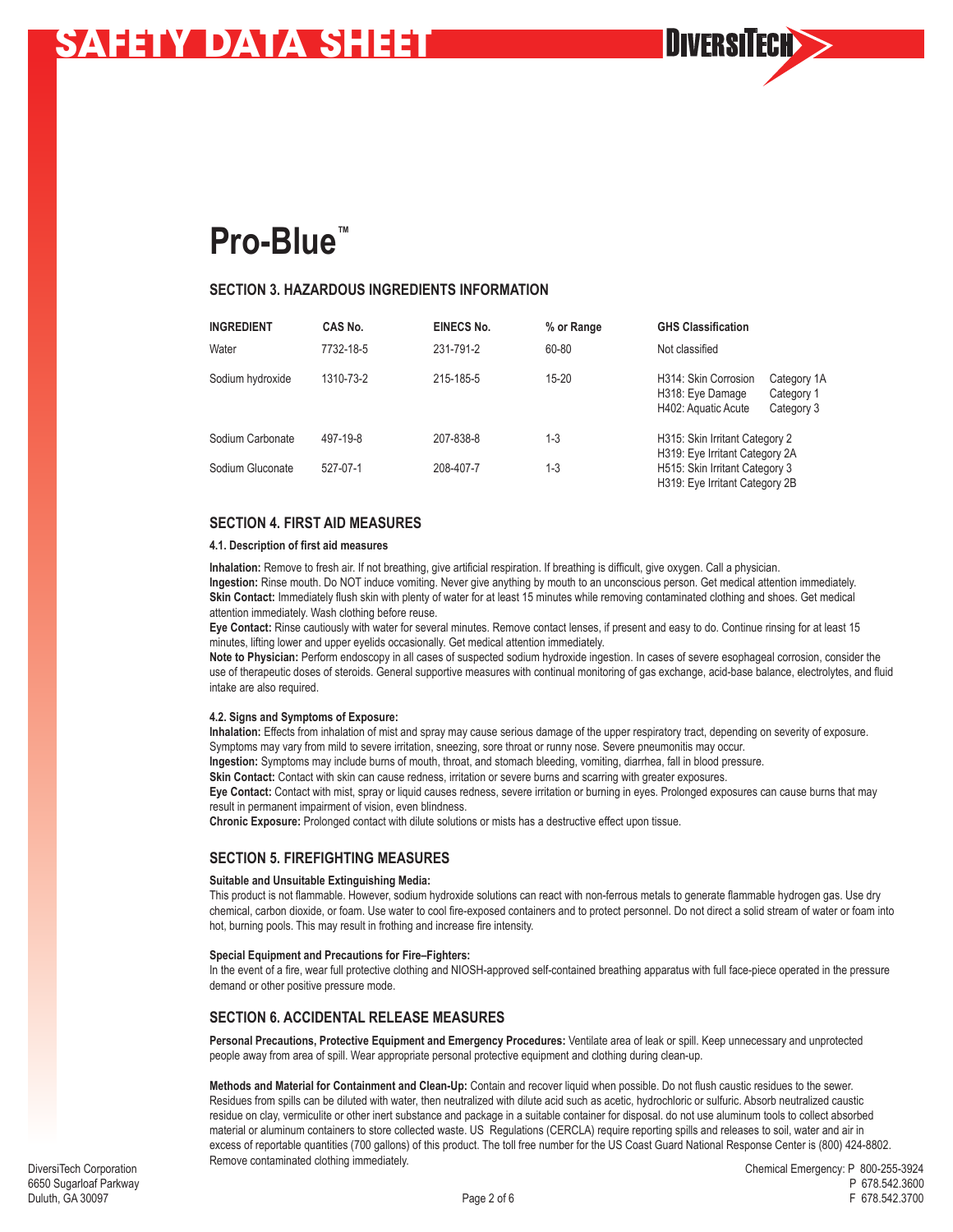# Pro-Blue™

## SECTION 3. HAZARDOUS INGREDIENTS INFORMATION

| INGREDIENT | CAS No. | EINECS No. | % or Range | GHS Classification | |
|---|---|---|---|---|---|
| Water | 7732-18-5 | 231-791-2 | 60-80 | Not classified | |
| Sodium hydroxide | 1310-73-2 | 215-185-5 | 15-20 | H314: Skin Corrosion<br>H318: Eye Damage<br>H402: Aquatic Acute | Category 1A<br>Category 1<br>Category 3 |
| Sodium Carbonate | 497-19-8 | 207-838-8 | 1-3 | H315: Skin Irritant Category 2<br>H319: Eye Irritant Category 2A | |
| Sodium Gluconate | 527-07-1 | 208-407-7 | 1-3 | H515: Skin Irritant Category 3<br>H319: Eye Irritant Category 2B | |

## SECTION 4. FIRST AID MEASURES

### 4.1. Description of first aid measures

**Inhalation:** Remove to fresh air. If not breathing, give artificial respiration. If breathing is difficult, give oxygen. Call a physician.
**Ingestion:** Rinse mouth. Do NOT induce vomiting. Never give anything by mouth to an unconscious person. Get medical attention immediately.
**Skin Contact:** Immediately flush skin with plenty of water for at least 15 minutes while removing contaminated clothing and shoes. Get medical attention immediately. Wash clothing before reuse.
**Eye Contact:** Rinse cautiously with water for several minutes. Remove contact lenses, if present and easy to do. Continue rinsing for at least 15 minutes, lifting lower and upper eyelids occasionally. Get medical attention immediately.
**Note to Physician:** Perform endoscopy in all cases of suspected sodium hydroxide ingestion. In cases of severe esophageal corrosion, consider the use of therapeutic doses of steroids. General supportive measures with continual monitoring of gas exchange, acid-base balance, electrolytes, and fluid intake are also required.

### 4.2. Signs and Symptoms of Exposure:

**Inhalation:** Effects from inhalation of mist and spray may cause serious damage of the upper respiratory tract, depending on severity of exposure. Symptoms may vary from mild to severe irritation, sneezing, sore throat or runny nose. Severe pneumonitis may occur.
**Ingestion:** Symptoms may include burns of mouth, throat, and stomach bleeding, vomiting, diarrhea, fall in blood pressure.
**Skin Contact:** Contact with skin can cause redness, irritation or severe burns and scarring with greater exposures.
**Eye Contact:** Contact with mist, spray or liquid causes redness, severe irritation or burning in eyes. Prolonged exposures can cause burns that may result in permanent impairment of vision, even blindness.
**Chronic Exposure:** Prolonged contact with dilute solutions or mists has a destructive effect upon tissue.

## SECTION 5. FIREFIGHTING MEASURES

**Suitable and Unsuitable Extinguishing Media:**
This product is not flammable. However, sodium hydroxide solutions can react with non-ferrous metals to generate flammable hydrogen gas. Use dry chemical, carbon dioxide, or foam. Use water to cool fire-exposed containers and to protect personnel. Do not direct a solid stream of water or foam into hot, burning pools. This may result in frothing and increase fire intensity.

**Special Equipment and Precautions for Fire–Fighters:**
In the event of a fire, wear full protective clothing and NIOSH-approved self-contained breathing apparatus with full face-piece operated in the pressure demand or other positive pressure mode.

## SECTION 6. ACCIDENTAL RELEASE MEASURES

**Personal Precautions, Protective Equipment and Emergency Procedures:** Ventilate area of leak or spill. Keep unnecessary and unprotected people away from area of spill. Wear appropriate personal protective equipment and clothing during clean-up.

**Methods and Material for Containment and Clean-Up:** Contain and recover liquid when possible. Do not flush caustic residues to the sewer. Residues from spills can be diluted with water, then neutralized with dilute acid such as acetic, hydrochloric or sulfuric. Absorb neutralized caustic residue on clay, vermiculite or other inert substance and package in a suitable container for disposal. do not use aluminum tools to collect absorbed material or aluminum containers to store collected waste. US Regulations (CERCLA) require reporting spills and releases to soil, water and air in excess of reportable quantities (700 gallons) of this product. The toll free number for the US Coast Guard National Response Center is (800) 424-8802. Remove contaminated clothing immediately.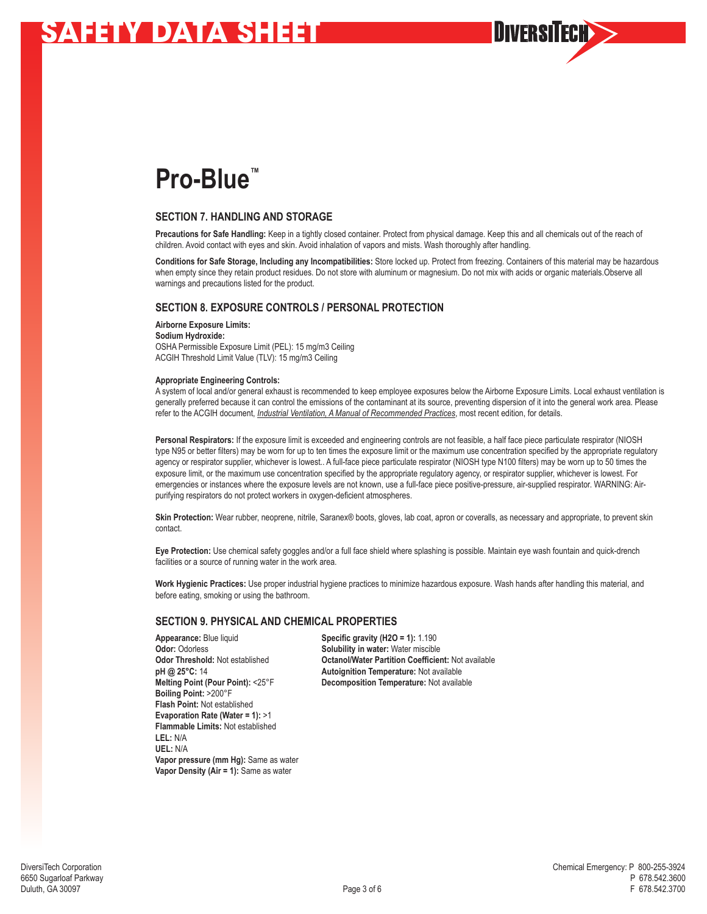# Pro-Blue™

## SECTION 7. HANDLING AND STORAGE

**Precautions for Safe Handling:** Keep in a tightly closed container. Protect from physical damage. Keep this and all chemicals out of the reach of children. Avoid contact with eyes and skin. Avoid inhalation of vapors and mists. Wash thoroughly after handling.

**Conditions for Safe Storage, Including any Incompatibilities:** Store locked up. Protect from freezing. Containers of this material may be hazardous when empty since they retain product residues. Do not store with aluminum or magnesium. Do not mix with acids or organic materials.Observe all warnings and precautions listed for the product.

## SECTION 8. EXPOSURE CONTROLS / PERSONAL PROTECTION

**Airborne Exposure Limits:**
**Sodium Hydroxide:**
OSHA Permissible Exposure Limit (PEL): 15 mg/m3 Ceiling
ACGIH Threshold Limit Value (TLV): 15 mg/m3 Ceiling

**Appropriate Engineering Controls:**
A system of local and/or general exhaust is recommended to keep employee exposures below the Airborne Exposure Limits. Local exhaust ventilation is generally preferred because it can control the emissions of the contaminant at its source, preventing dispersion of it into the general work area. Please refer to the ACGIH document, *Industrial Ventilation, A Manual of Recommended Practices*, most recent edition, for details.

**Personal Respirators:** If the exposure limit is exceeded and engineering controls are not feasible, a half face piece particulate respirator (NIOSH type N95 or better filters) may be worn for up to ten times the exposure limit or the maximum use concentration specified by the appropriate regulatory agency or respirator supplier, whichever is lowest.. A full-face piece particulate respirator (NIOSH type N100 filters) may be worn up to 50 times the exposure limit, or the maximum use concentration specified by the appropriate regulatory agency, or respirator supplier, whichever is lowest. For emergencies or instances where the exposure levels are not known, use a full-face piece positive-pressure, air-supplied respirator. WARNING: Air-purifying respirators do not protect workers in oxygen-deficient atmospheres.

**Skin Protection:** Wear rubber, neoprene, nitrile, Saranex® boots, gloves, lab coat, apron or coveralls, as necessary and appropriate, to prevent skin contact.

**Eye Protection:** Use chemical safety goggles and/or a full face shield where splashing is possible. Maintain eye wash fountain and quick-drench facilities or a source of running water in the work area.

**Work Hygienic Practices:** Use proper industrial hygiene practices to minimize hazardous exposure. Wash hands after handling this material, and before eating, smoking or using the bathroom.

## SECTION 9. PHYSICAL AND CHEMICAL PROPERTIES

**Appearance:** Blue liquid
**Odor:** Odorless
**Odor Threshold:** Not established
**pH @ 25°C:** 14
**Melting Point (Pour Point):** <25°F
**Boiling Point:** >200°F
**Flash Point:** Not established
**Evaporation Rate (Water = 1):** >1
**Flammable Limits:** Not established
**LEL:** N/A
**UEL:** N/A
**Vapor pressure (mm Hg):** Same as water
**Vapor Density (Air = 1):** Same as water
**Specific gravity (H2O = 1):** 1.190
**Solubility in water:** Water miscible
**Octanol/Water Partition Coefficient:** Not available
**Autoignition Temperature:** Not available
**Decomposition Temperature:** Not available

DiversiTech Corporation
6650 Sugarloaf Parkway
Duluth, GA 30097

Chemical Emergency: P 800-255-3924
P 678.542.3600
F 678.542.3700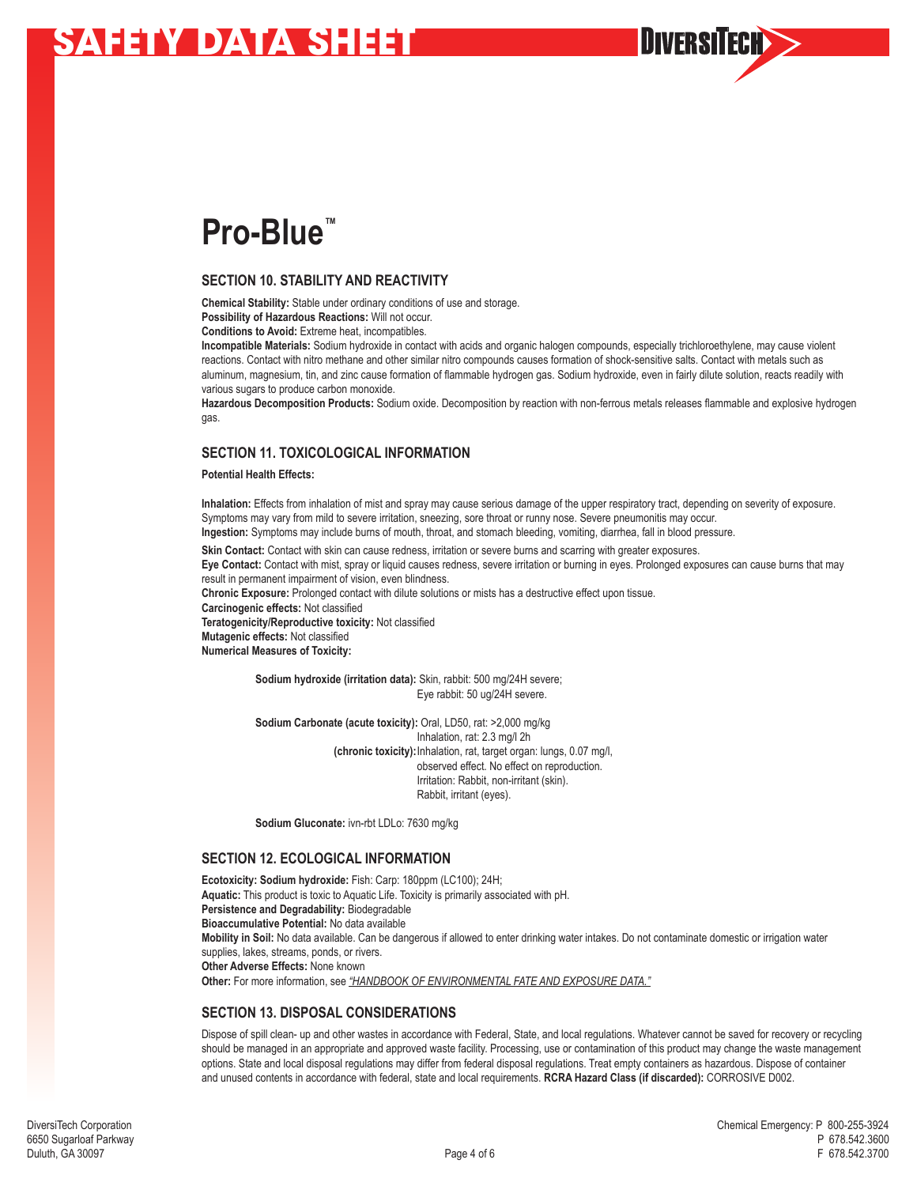# Pro-Blue™

## SECTION 10. STABILITY AND REACTIVITY

**Chemical Stability:** Stable under ordinary conditions of use and storage.
**Possibility of Hazardous Reactions:** Will not occur.
**Conditions to Avoid:** Extreme heat, incompatibles.
**Incompatible Materials:** Sodium hydroxide in contact with acids and organic halogen compounds, especially trichloroethylene, may cause violent reactions. Contact with nitro methane and other similar nitro compounds causes formation of shock-sensitive salts. Contact with metals such as aluminum, magnesium, tin, and zinc cause formation of flammable hydrogen gas. Sodium hydroxide, even in fairly dilute solution, reacts readily with various sugars to produce carbon monoxide.
**Hazardous Decomposition Products:** Sodium oxide. Decomposition by reaction with non-ferrous metals releases flammable and explosive hydrogen gas.

## SECTION 11. TOXICOLOGICAL INFORMATION

**Potential Health Effects:**

**Inhalation:** Effects from inhalation of mist and spray may cause serious damage of the upper respiratory tract, depending on severity of exposure. Symptoms may vary from mild to severe irritation, sneezing, sore throat or runny nose. Severe pneumonitis may occur.
**Ingestion:** Symptoms may include burns of mouth, throat, and stomach bleeding, vomiting, diarrhea, fall in blood pressure.
**Skin Contact:** Contact with skin can cause redness, irritation or severe burns and scarring with greater exposures.
**Eye Contact:** Contact with mist, spray or liquid causes redness, severe irritation or burning in eyes. Prolonged exposures can cause burns that may result in permanent impairment of vision, even blindness.
**Chronic Exposure:** Prolonged contact with dilute solutions or mists has a destructive effect upon tissue.
**Carcinogenic effects:** Not classified
**Teratogenicity/Reproductive toxicity:** Not classified
**Mutagenic effects:** Not classified
**Numerical Measures of Toxicity:**

**Sodium hydroxide (irritation data):** Skin, rabbit: 500 mg/24H severe;
Eye rabbit: 50 ug/24H severe.

**Sodium Carbonate (acute toxicity):** Oral, LD50, rat: >2,000 mg/kg
Inhalation, rat: 2.3 mg/l 2h
**(chronic toxicity):** Inhalation, rat, target organ: lungs, 0.07 mg/l, observed effect. No effect on reproduction.
Irritation: Rabbit, non-irritant (skin).
Rabbit, irritant (eyes).

**Sodium Gluconate:** ivn-rbt LDLo: 7630 mg/kg

## SECTION 12. ECOLOGICAL INFORMATION

**Ecotoxicity: Sodium hydroxide:** Fish: Carp: 180ppm (LC100); 24H;
**Aquatic:** This product is toxic to Aquatic Life. Toxicity is primarily associated with pH.
**Persistence and Degradability:** Biodegradable
**Bioaccumulative Potential:** No data available
**Mobility in Soil:** No data available. Can be dangerous if allowed to enter drinking water intakes. Do not contaminate domestic or irrigation water supplies, lakes, streams, ponds, or rivers.
**Other Adverse Effects:** None known
**Other:** For more information, see *"HANDBOOK OF ENVIRONMENTAL FATE AND EXPOSURE DATA."*

## SECTION 13. DISPOSAL CONSIDERATIONS

Dispose of spill clean- up and other wastes in accordance with Federal, State, and local regulations. Whatever cannot be saved for recovery or recycling should be managed in an appropriate and approved waste facility. Processing, use or contamination of this product may change the waste management options. State and local disposal regulations may differ from federal disposal regulations. Treat empty containers as hazardous. Dispose of container and unused contents in accordance with federal, state and local requirements. **RCRA Hazard Class (if discarded):** CORROSIVE D002.

DiversiTech Corporation
6650 Sugarloaf Parkway
Duluth, GA 30097

Chemical Emergency: P 800-255-3924
P 678.542.3600
F 678.542.3700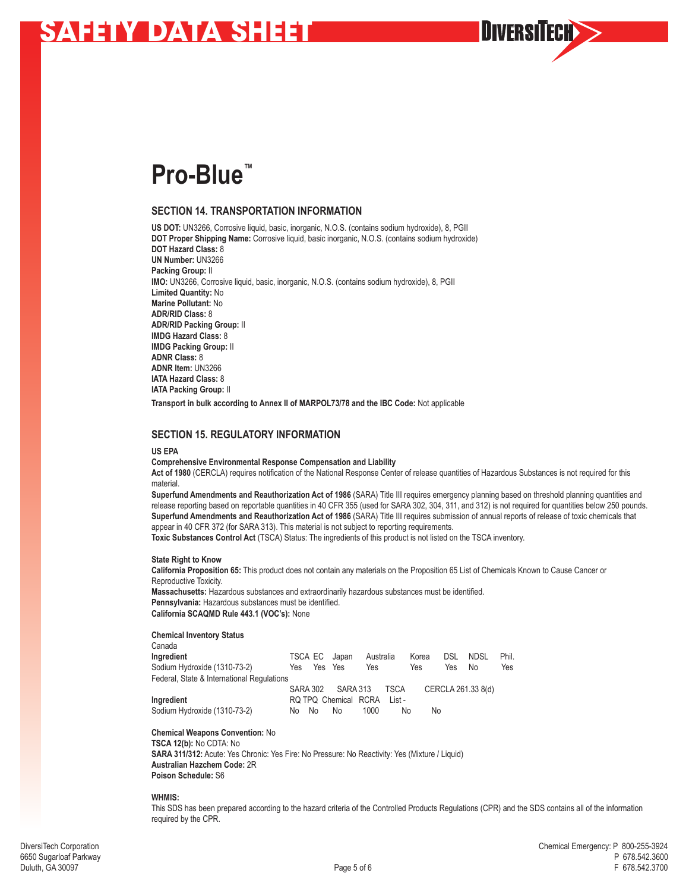# Pro-Blue™

## SECTION 14. TRANSPORTATION INFORMATION

**US DOT:** UN3266, Corrosive liquid, basic, inorganic, N.O.S. (contains sodium hydroxide), 8, PGII
**DOT Proper Shipping Name:** Corrosive liquid, basic inorganic, N.O.S. (contains sodium hydroxide)
**DOT Hazard Class:** 8
**UN Number:** UN3266
**Packing Group:** II
**IMO:** UN3266, Corrosive liquid, basic, inorganic, N.O.S. (contains sodium hydroxide), 8, PGII
**Limited Quantity:** No
**Marine Pollutant:** No
**ADR/RID Class:** 8
**ADR/RID Packing Group:** II
**IMDG Hazard Class:** 8
**IMDG Packing Group:** II
**ADNR Class:** 8
**ADNR Item:** UN3266
**IATA Hazard Class:** 8
**IATA Packing Group:** II

**Transport in bulk according to Annex II of MARPOL73/78 and the IBC Code:** Not applicable

## SECTION 15. REGULATORY INFORMATION

**US EPA**

**Comprehensive Environmental Response Compensation and Liability Act of 1980** (CERCLA) requires notification of the National Response Center of release quantities of Hazardous Substances is not required for this material.
**Superfund Amendments and Reauthorization Act of 1986** (SARA) Title III requires emergency planning based on threshold planning quantities and release reporting based on reportable quantities in 40 CFR 355 (used for SARA 302, 304, 311, and 312) is not required for quantities below 250 pounds.
**Superfund Amendments and Reauthorization Act of 1986** (SARA) Title III requires submission of annual reports of release of toxic chemicals that appear in 40 CFR 372 (for SARA 313). This material is not subject to reporting requirements.
**Toxic Substances Control Act** (TSCA) Status: The ingredients of this product is not listed on the TSCA inventory.

**State Right to Know**
**California Proposition 65:** This product does not contain any materials on the Proposition 65 List of Chemicals Known to Cause Cancer or Reproductive Toxicity.
**Massachusetts:** Hazardous substances and extraordinarily hazardous substances must be identified.
**Pennsylvania:** Hazardous substances must be identified.
**California SCAQMD Rule 443.1 (VOC's):** None

**Chemical Inventory Status**

Canada

| Ingredient | TSCA | EC | Japan | Australia | Korea | DSL | NDSL | Phil. |
|---|---|---|---|---|---|---|---|---|
| Sodium Hydroxide (1310-73-2) | Yes | Yes | Yes | Yes | Yes | Yes | No | Yes |

Federal, State & International Regulations

| Ingredient | SARA 302 RQ | SARA 302 TPQ | SARA 313 Chemical | RCRA | TSCA List - | CERCLA 261.33 8(d) |
|---|---|---|---|---|---|---|
| Sodium Hydroxide (1310-73-2) | No | No | No | 1000 | No | No |

**Chemical Weapons Convention:** No
**TSCA 12(b):** No CDTA: No
**SARA 311/312:** Acute: Yes Chronic: Yes Fire: No Pressure: No Reactivity: Yes (Mixture / Liquid)
**Australian Hazchem Code:** 2R
**Poison Schedule:** S6

**WHMIS:**
This SDS has been prepared according to the hazard criteria of the Controlled Products Regulations (CPR) and the SDS contains all of the information required by the CPR.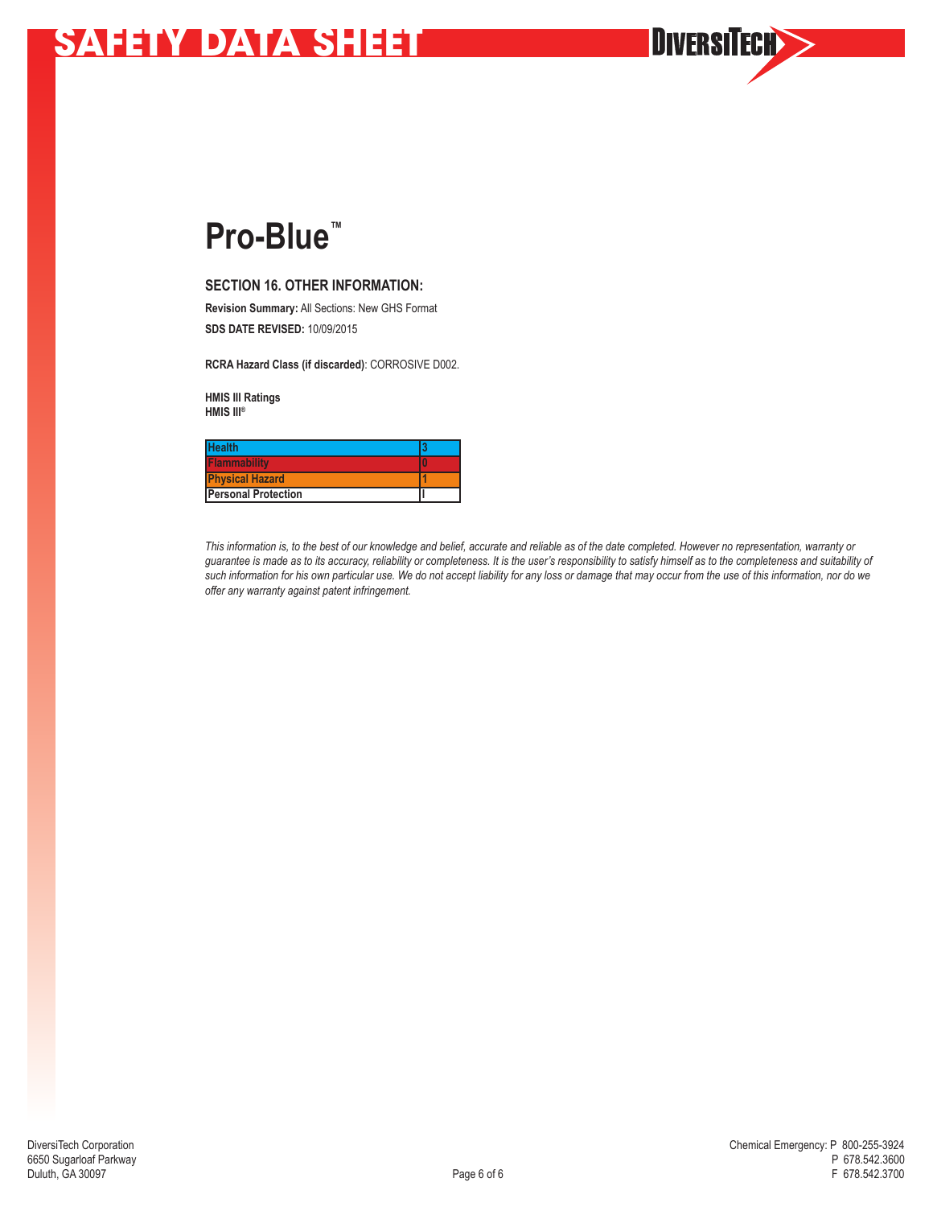# Pro-Blue™

## SECTION 16. OTHER INFORMATION:

**Revision Summary:** All Sections: New GHS Format

**SDS DATE REVISED:** 10/09/2015

**RCRA Hazard Class (if discarded)**: CORROSIVE D002.

**HMIS III Ratings**
**HMIS III®**

| | |
|---|---|
| Health | 3 |
| Flammability | 0 |
| Physical Hazard | 1 |
| Personal Protection | I |

*This information is, to the best of our knowledge and belief, accurate and reliable as of the date completed. However no representation, warranty or guarantee is made as to its accuracy, reliability or completeness. It is the user's responsibility to satisfy himself as to the completeness and suitability of such information for his own particular use. We do not accept liability for any loss or damage that may occur from the use of this information, nor do we offer any warranty against patent infringement.*

DiversiTech Corporation
6650 Sugarloaf Parkway
Duluth, GA 30097

Chemical Emergency: P 800-255-3924
P 678.542.3600
F 678.542.3700